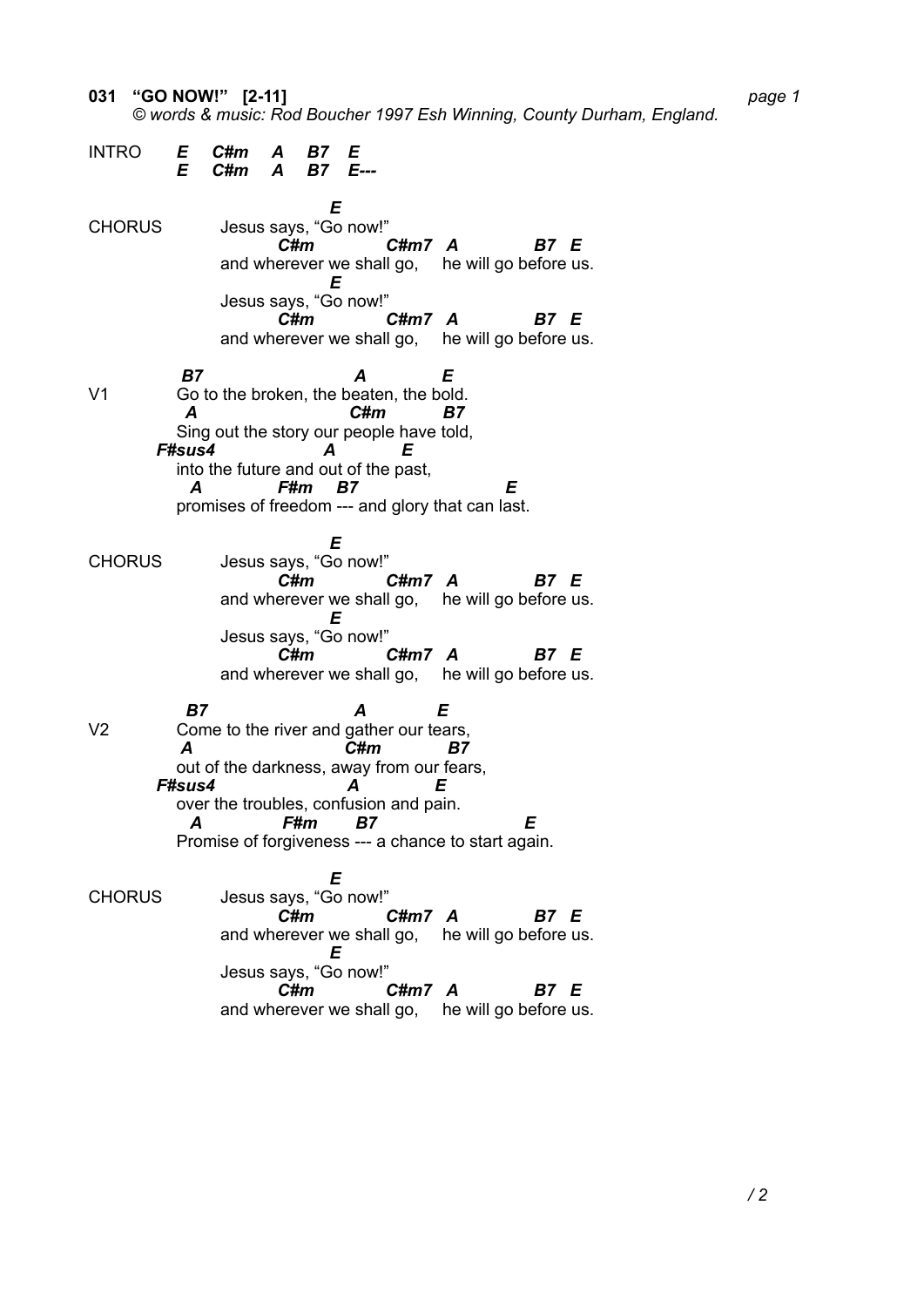**031 "GO NOW!" [2-11]**

*© words & music: Rod Boucher 1997 Esh Winning, County Durham, England.*

```
INTRO     E   C#m   A   B7   E
          E   C#m   A   B7   E---

                              E
CHORUS        Jesus says, "Go now!"
                   C#m           C#m7   A           B7   E
              and wherever we shall go,     he will go before us.
                              E
              Jesus says, "Go now!"
                   C#m           C#m7   A           B7   E
              and wherever we shall go,     he will go before us.

           B7                        A          E
V1         Go to the broken, the beaten, the bold.
            A                          C#m        B7
           Sing out the story our people have told,
        F#sus4                    A          E
           into the future and out of the past,
            A            F#m    B7                    E
           promises of freedom --- and glory that can last.

                              E
CHORUS        Jesus says, "Go now!"
                   C#m           C#m7   A           B7   E
              and wherever we shall go,     he will go before us.
                              E
              Jesus says, "Go now!"
                   C#m           C#m7   A           B7   E
              and wherever we shall go,     he will go before us.

            B7                       A          E
V2         Come to the river and gather our tears,
            A                      C#m         B7
           out of the darkness, away from our fears,
        F#sus4                        A         E
           over the troubles, confusion and pain.
            A              F#m      B7                   E
           Promise of forgiveness --- a chance to start again.

                              E
CHORUS        Jesus says, "Go now!"
                   C#m           C#m7   A           B7   E
              and wherever we shall go,     he will go before us.
                              E
              Jesus says, "Go now!"
                   C#m           C#m7   A           B7   E
              and wherever we shall go,     he will go before us.
```

/ 2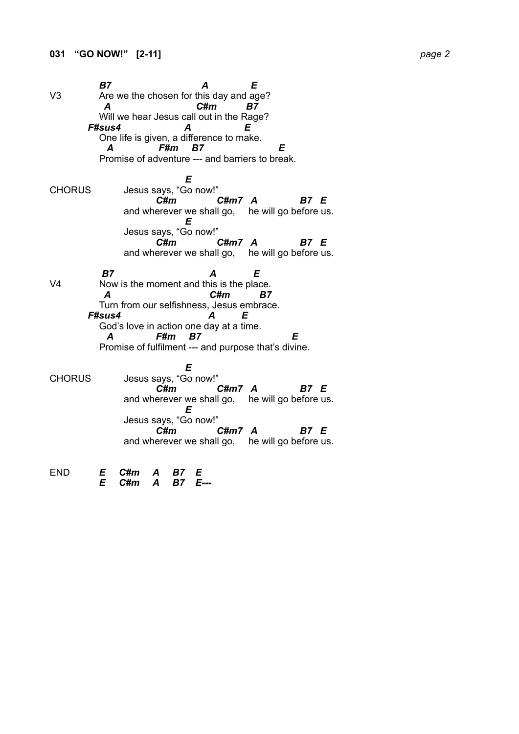**031 "GO NOW!" [2-11]**

```
       B7                        A          E
V3     Are we the chosen for this day and age?
        A                     C#m       B7
       Will we hear Jesus call out in the Rage?
     F#sus4                 A           E
       One life is given, a difference to make.
         A           F#m    B7                  E
       Promise of adventure --- and barriers to break.

                              E
CHORUS       Jesus says, "Go now!"
                     C#m            C#m7   A            B7  E
             and wherever we shall go,     he will go before us.
                              E
             Jesus says, "Go now!"
                     C#m            C#m7   A            B7  E
             and wherever we shall go,     he will go before us.

        B7                          A          E
V4     Now is the moment and this is the place.
        A                              C#m        B7
       Turn from our selfishness, Jesus embrace.
     F#sus4                           A      E
       God's love in action one day at a time.
         A          F#m    B7                        E
       Promise of fulfilment --- and purpose that's divine.

                              E
CHORUS       Jesus says, "Go now!"
                     C#m            C#m7   A            B7  E
             and wherever we shall go,     he will go before us.
                              E
             Jesus says, "Go now!"
                     C#m            C#m7   A            B7  E
             and wherever we shall go,     he will go before us.

END    E   C#m   A   B7   E
       E   C#m   A   B7   E---
```